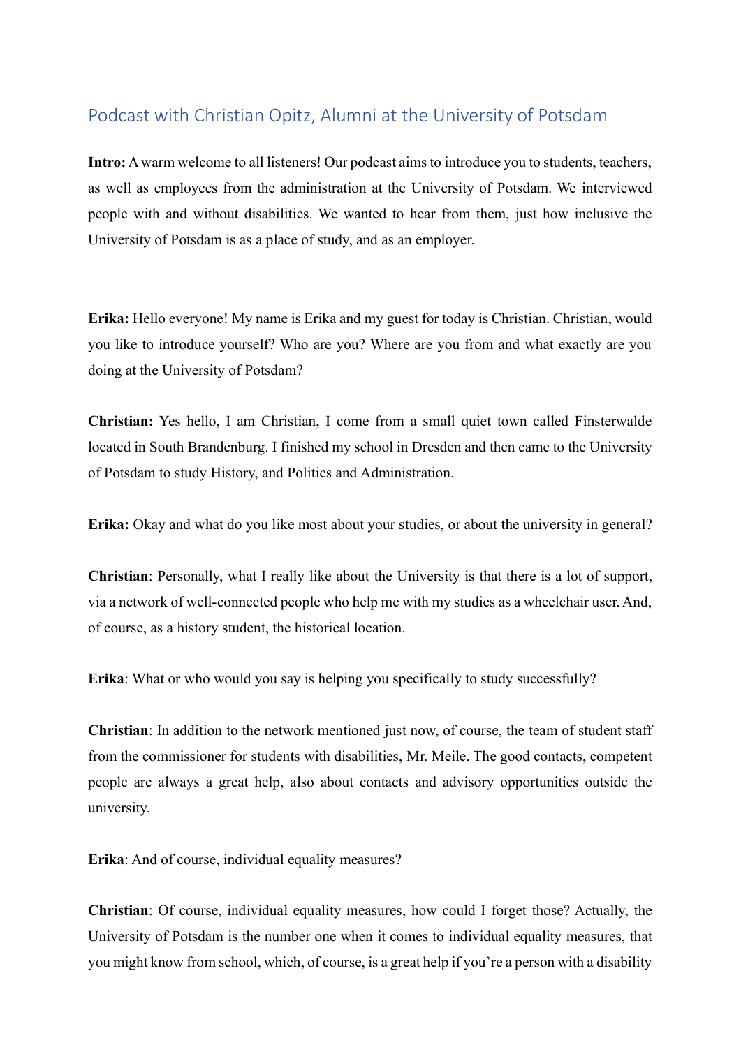## Podcast with Christian Opitz, Alumni at the University of Potsdam

**Intro:** A warm welcome to all listeners! Our podcast aims to introduce you to students, teachers, as well as employees from the administration at the University of Potsdam. We interviewed people with and without disabilities. We wanted to hear from them, just how inclusive the University of Potsdam is as a place of study, and as an employer.

---

**Erika:** Hello everyone! My name is Erika and my guest for today is Christian. Christian, would you like to introduce yourself? Who are you? Where are you from and what exactly are you doing at the University of Potsdam?

**Christian:** Yes hello, I am Christian, I come from a small quiet town called Finsterwalde located in South Brandenburg. I finished my school in Dresden and then came to the University of Potsdam to study History, and Politics and Administration.

**Erika:** Okay and what do you like most about your studies, or about the university in general?

**Christian**: Personally, what I really like about the University is that there is a lot of support, via a network of well-connected people who help me with my studies as a wheelchair user. And, of course, as a history student, the historical location.

**Erika**: What or who would you say is helping you specifically to study successfully?

**Christian**: In addition to the network mentioned just now, of course, the team of student staff from the commissioner for students with disabilities, Mr. Meile. The good contacts, competent people are always a great help, also about contacts and advisory opportunities outside the university.

**Erika**: And of course, individual equality measures?

**Christian**: Of course, individual equality measures, how could I forget those? Actually, the University of Potsdam is the number one when it comes to individual equality measures, that you might know from school, which, of course, is a great help if you're a person with a disability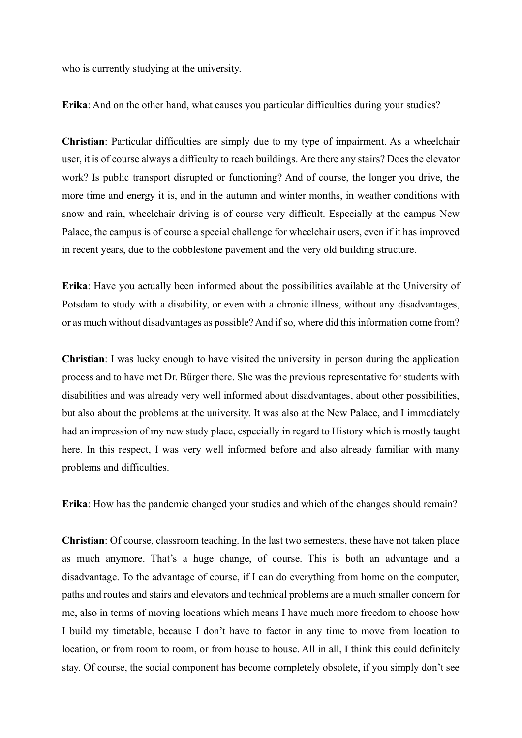who is currently studying at the university.

**Erika**: And on the other hand, what causes you particular difficulties during your studies?

**Christian**: Particular difficulties are simply due to my type of impairment. As a wheelchair user, it is of course always a difficulty to reach buildings. Are there any stairs? Does the elevator work? Is public transport disrupted or functioning? And of course, the longer you drive, the more time and energy it is, and in the autumn and winter months, in weather conditions with snow and rain, wheelchair driving is of course very difficult. Especially at the campus New Palace, the campus is of course a special challenge for wheelchair users, even if it has improved in recent years, due to the cobblestone pavement and the very old building structure.

**Erika**: Have you actually been informed about the possibilities available at the University of Potsdam to study with a disability, or even with a chronic illness, without any disadvantages, or as much without disadvantages as possible? And if so, where did this information come from?

**Christian**: I was lucky enough to have visited the university in person during the application process and to have met Dr. Bürger there. She was the previous representative for students with disabilities and was already very well informed about disadvantages, about other possibilities, but also about the problems at the university. It was also at the New Palace, and I immediately had an impression of my new study place, especially in regard to History which is mostly taught here. In this respect, I was very well informed before and also already familiar with many problems and difficulties.

**Erika**: How has the pandemic changed your studies and which of the changes should remain?

**Christian**: Of course, classroom teaching. In the last two semesters, these have not taken place as much anymore. That's a huge change, of course. This is both an advantage and a disadvantage. To the advantage of course, if I can do everything from home on the computer, paths and routes and stairs and elevators and technical problems are a much smaller concern for me, also in terms of moving locations which means I have much more freedom to choose how I build my timetable, because I don't have to factor in any time to move from location to location, or from room to room, or from house to house. All in all, I think this could definitely stay. Of course, the social component has become completely obsolete, if you simply don't see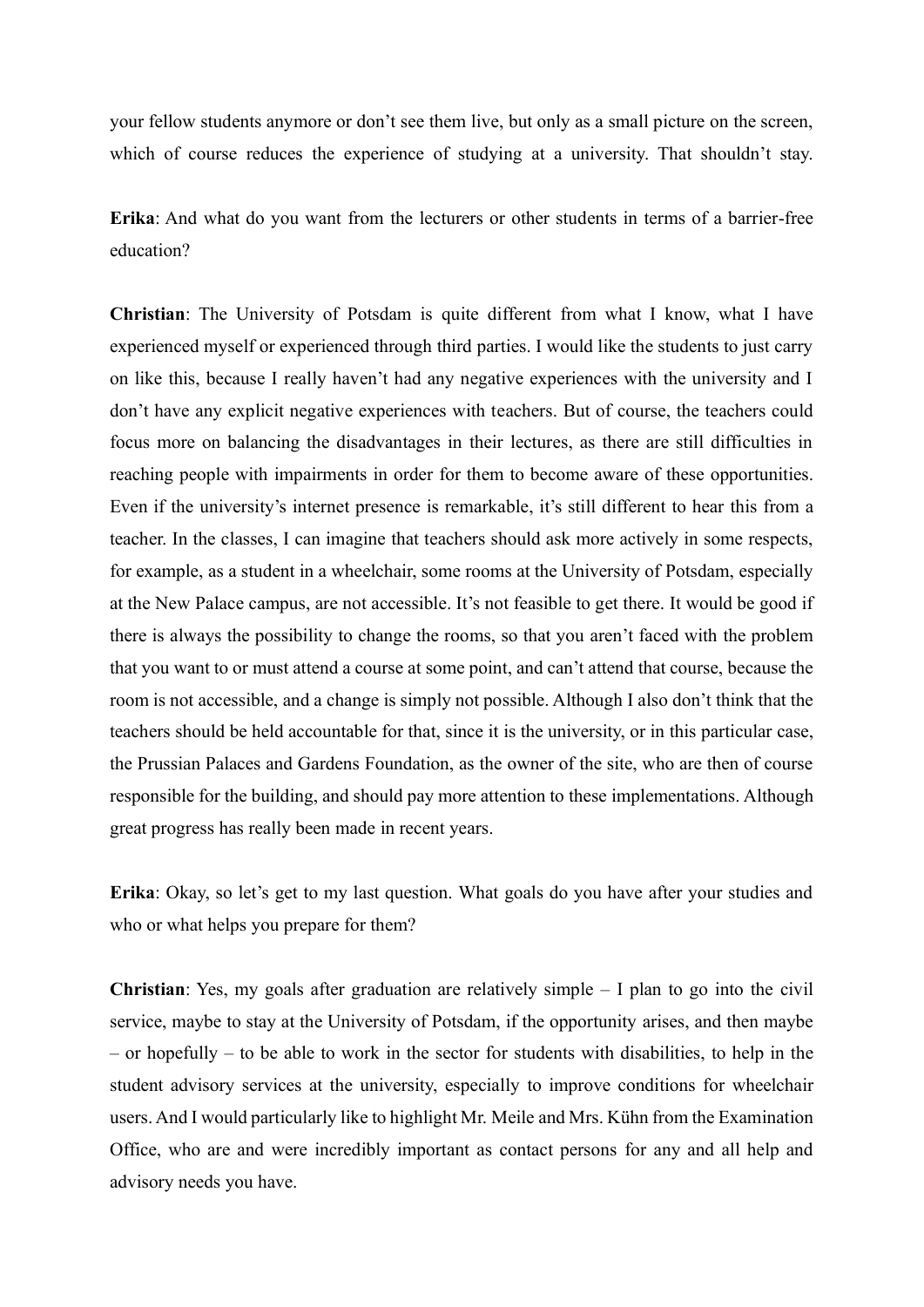your fellow students anymore or don't see them live, but only as a small picture on the screen, which of course reduces the experience of studying at a university. That shouldn't stay.

**Erika**: And what do you want from the lecturers or other students in terms of a barrier-free education?

**Christian**: The University of Potsdam is quite different from what I know, what I have experienced myself or experienced through third parties. I would like the students to just carry on like this, because I really haven't had any negative experiences with the university and I don't have any explicit negative experiences with teachers. But of course, the teachers could focus more on balancing the disadvantages in their lectures, as there are still difficulties in reaching people with impairments in order for them to become aware of these opportunities. Even if the university's internet presence is remarkable, it's still different to hear this from a teacher. In the classes, I can imagine that teachers should ask more actively in some respects, for example, as a student in a wheelchair, some rooms at the University of Potsdam, especially at the New Palace campus, are not accessible. It's not feasible to get there. It would be good if there is always the possibility to change the rooms, so that you aren't faced with the problem that you want to or must attend a course at some point, and can't attend that course, because the room is not accessible, and a change is simply not possible. Although I also don't think that the teachers should be held accountable for that, since it is the university, or in this particular case, the Prussian Palaces and Gardens Foundation, as the owner of the site, who are then of course responsible for the building, and should pay more attention to these implementations. Although great progress has really been made in recent years.

**Erika**: Okay, so let's get to my last question. What goals do you have after your studies and who or what helps you prepare for them?

**Christian**: Yes, my goals after graduation are relatively simple – I plan to go into the civil service, maybe to stay at the University of Potsdam, if the opportunity arises, and then maybe – or hopefully – to be able to work in the sector for students with disabilities, to help in the student advisory services at the university, especially to improve conditions for wheelchair users. And I would particularly like to highlight Mr. Meile and Mrs. Kühn from the Examination Office, who are and were incredibly important as contact persons for any and all help and advisory needs you have.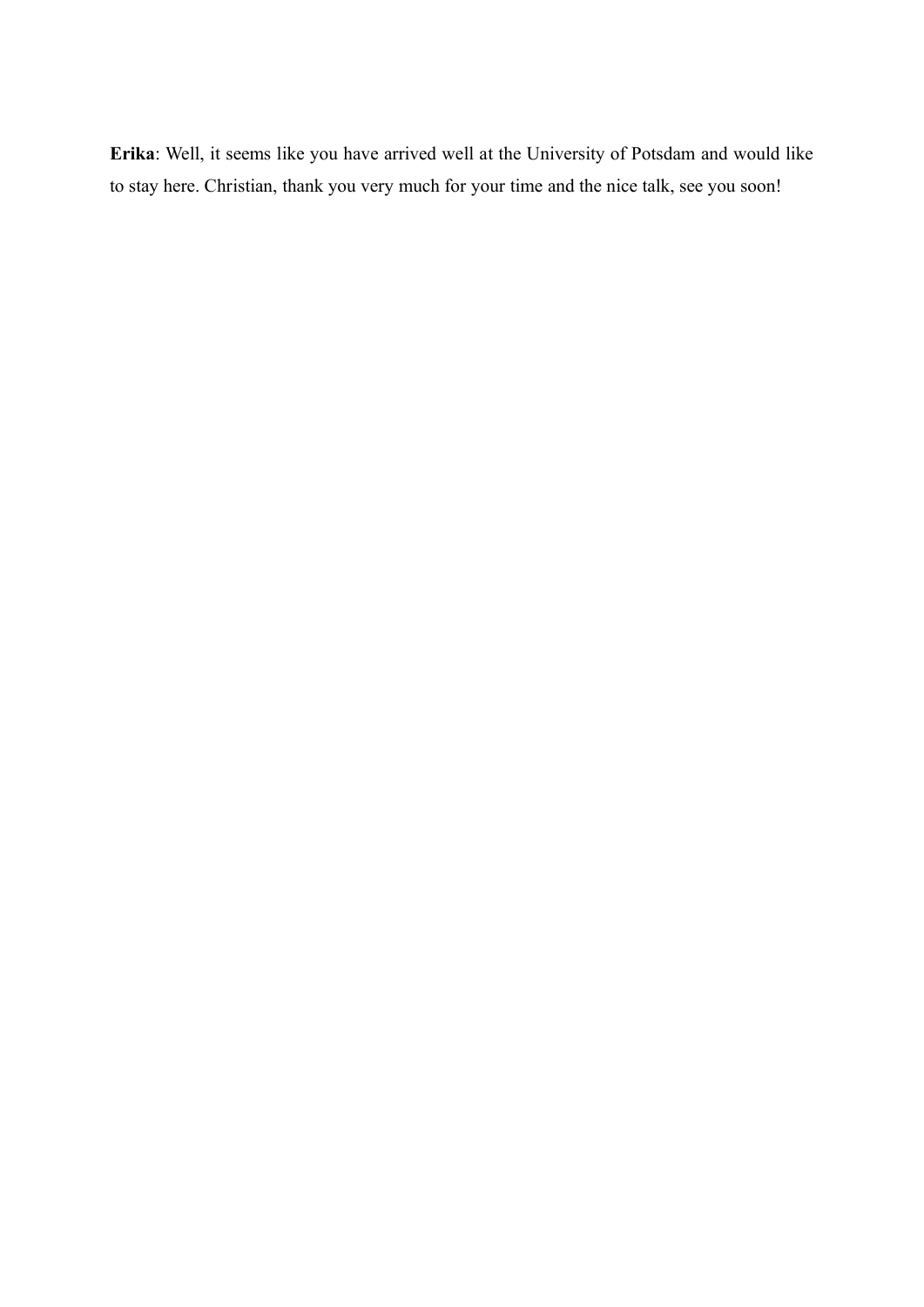**Erika**: Well, it seems like you have arrived well at the University of Potsdam and would like to stay here. Christian, thank you very much for your time and the nice talk, see you soon!